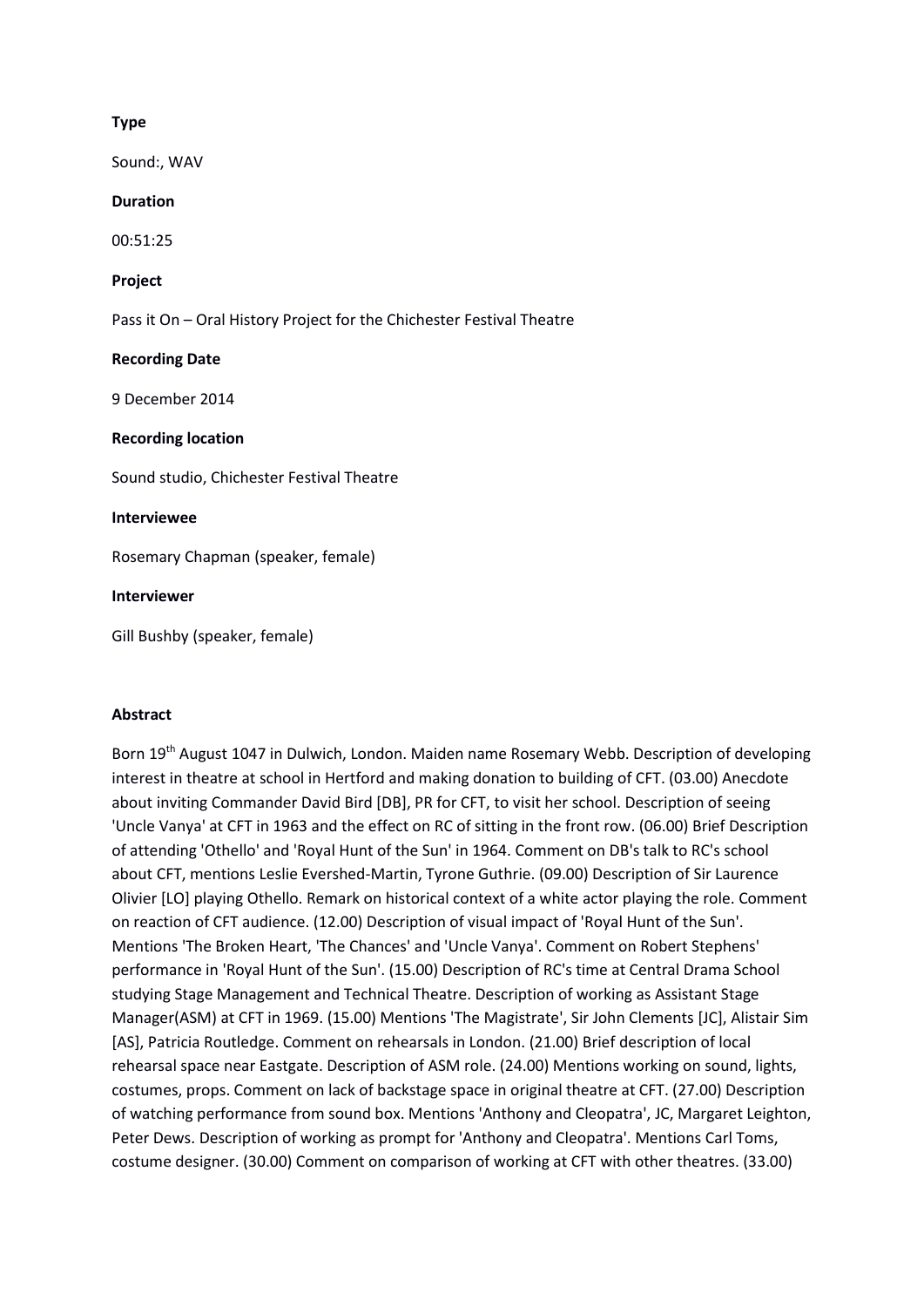**Type**

Sound:, WAV

**Duration**

00:51:25

**Project**

Pass it On – Oral History Project for the Chichester Festival Theatre

**Recording Date**

9 December 2014

**Recording location**

Sound studio, Chichester Festival Theatre

**Interviewee**

Rosemary Chapman (speaker, female)

**Interviewer**

Gill Bushby (speaker, female)

**Abstract**

Born 19th August 1047 in Dulwich, London. Maiden name Rosemary Webb. Description of developing interest in theatre at school in Hertford and making donation to building of CFT. (03.00) Anecdote about inviting Commander David Bird [DB], PR for CFT, to visit her school. Description of seeing 'Uncle Vanya' at CFT in 1963 and the effect on RC of sitting in the front row. (06.00) Brief Description of attending 'Othello' and 'Royal Hunt of the Sun' in 1964. Comment on DB's talk to RC's school about CFT, mentions Leslie Evershed-Martin, Tyrone Guthrie. (09.00) Description of Sir Laurence Olivier [LO] playing Othello. Remark on historical context of a white actor playing the role. Comment on reaction of CFT audience. (12.00) Description of visual impact of 'Royal Hunt of the Sun'. Mentions 'The Broken Heart, 'The Chances' and 'Uncle Vanya'. Comment on Robert Stephens' performance in 'Royal Hunt of the Sun'. (15.00) Description of RC's time at Central Drama School studying Stage Management and Technical Theatre. Description of working as Assistant Stage Manager(ASM) at CFT in 1969. (15.00) Mentions 'The Magistrate', Sir John Clements [JC], Alistair Sim [AS], Patricia Routledge. Comment on rehearsals in London. (21.00) Brief description of local rehearsal space near Eastgate. Description of ASM role. (24.00) Mentions working on sound, lights, costumes, props. Comment on lack of backstage space in original theatre at CFT. (27.00) Description of watching performance from sound box. Mentions 'Anthony and Cleopatra', JC, Margaret Leighton, Peter Dews. Description of working as prompt for 'Anthony and Cleopatra'. Mentions Carl Toms, costume designer. (30.00) Comment on comparison of working at CFT with other theatres. (33.00)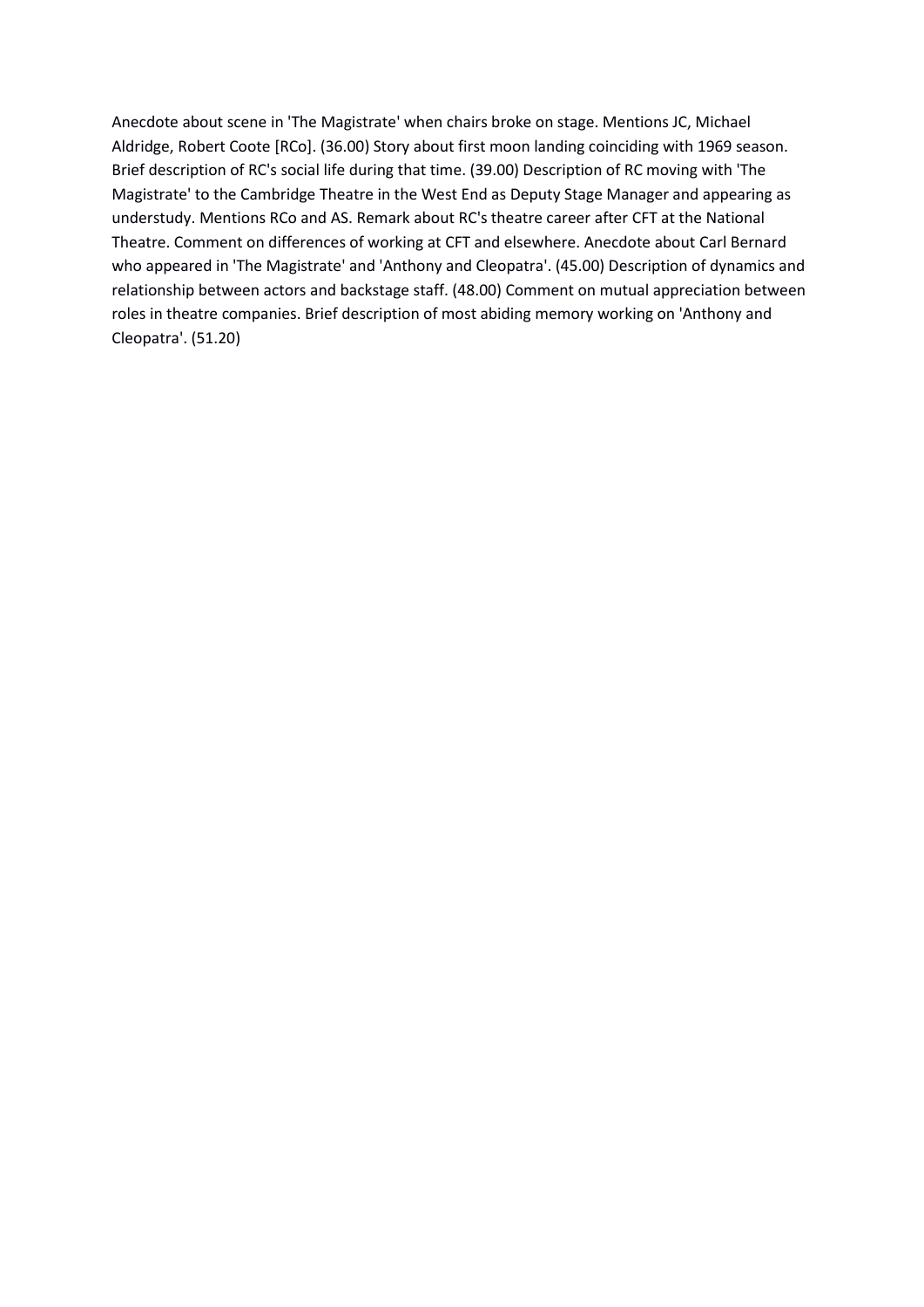Anecdote about scene in 'The Magistrate' when chairs broke on stage. Mentions JC, Michael Aldridge, Robert Coote [RCo]. (36.00) Story about first moon landing coinciding with 1969 season. Brief description of RC's social life during that time. (39.00) Description of RC moving with 'The Magistrate' to the Cambridge Theatre in the West End as Deputy Stage Manager and appearing as understudy. Mentions RCo and AS. Remark about RC's theatre career after CFT at the National Theatre. Comment on differences of working at CFT and elsewhere. Anecdote about Carl Bernard who appeared in 'The Magistrate' and 'Anthony and Cleopatra'. (45.00) Description of dynamics and relationship between actors and backstage staff. (48.00) Comment on mutual appreciation between roles in theatre companies. Brief description of most abiding memory working on 'Anthony and Cleopatra'. (51.20)